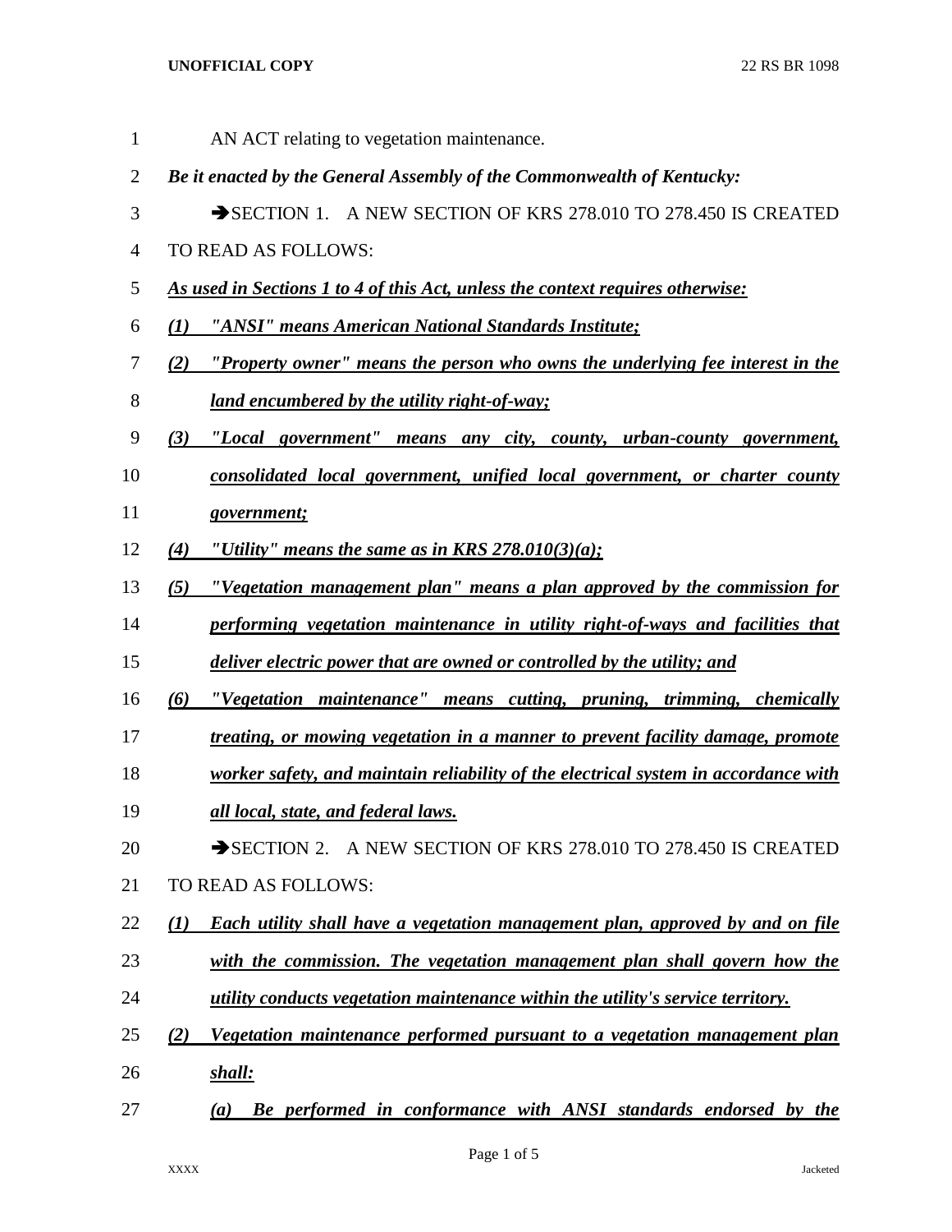AN ACT relating to vegetation maintenance.

***Be it enacted by the General Assembly of the Commonwealth of Kentucky:***

➔SECTION 1. A NEW SECTION OF KRS 278.010 TO 278.450 IS CREATED TO READ AS FOLLOWS:

***As used in Sections 1 to 4 of this Act, unless the context requires otherwise:***

***(1) "ANSI" means American National Standards Institute;***

***(2) "Property owner" means the person who owns the underlying fee interest in the land encumbered by the utility right-of-way;***

***(3) "Local government" means any city, county, urban-county government, consolidated local government, unified local government, or charter county government;***

***(4) "Utility" means the same as in KRS 278.010(3)(a);***

***(5) "Vegetation management plan" means a plan approved by the commission for performing vegetation maintenance in utility right-of-ways and facilities that deliver electric power that are owned or controlled by the utility; and***

***(6) "Vegetation maintenance" means cutting, pruning, trimming, chemically treating, or mowing vegetation in a manner to prevent facility damage, promote worker safety, and maintain reliability of the electrical system in accordance with all local, state, and federal laws.***

➔SECTION 2. A NEW SECTION OF KRS 278.010 TO 278.450 IS CREATED TO READ AS FOLLOWS:

***(1) Each utility shall have a vegetation management plan, approved by and on file with the commission. The vegetation management plan shall govern how the utility conducts vegetation maintenance within the utility's service territory.***

***(2) Vegetation maintenance performed pursuant to a vegetation management plan shall:***

***(a) Be performed in conformance with ANSI standards endorsed by the***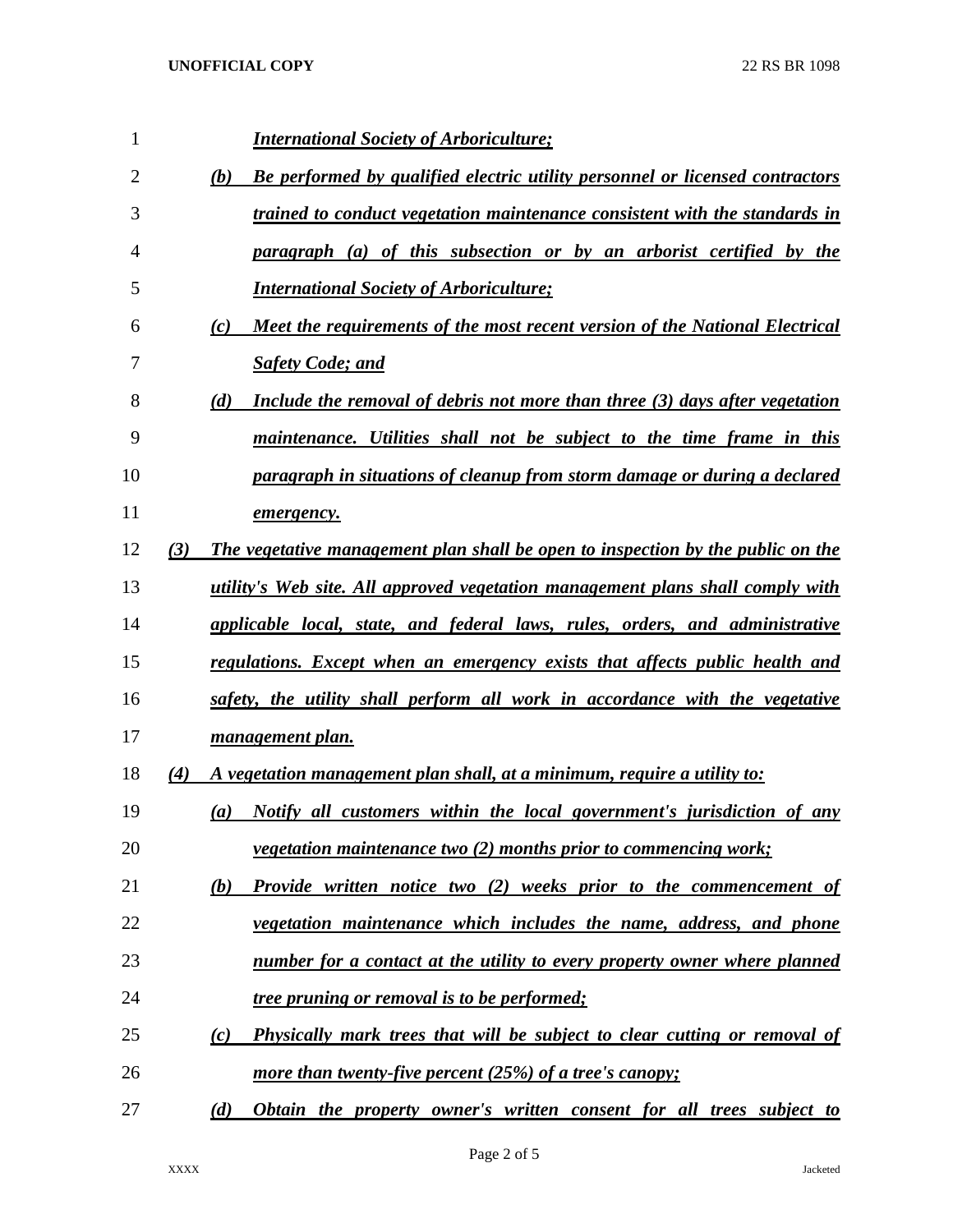***International Society of Arboriculture;***

***(b) Be performed by qualified electric utility personnel or licensed contractors trained to conduct vegetation maintenance consistent with the standards in paragraph (a) of this subsection or by an arborist certified by the International Society of Arboriculture;***

***(c) Meet the requirements of the most recent version of the National Electrical Safety Code; and***

***(d) Include the removal of debris not more than three (3) days after vegetation maintenance. Utilities shall not be subject to the time frame in this paragraph in situations of cleanup from storm damage or during a declared emergency.***

***(3) The vegetative management plan shall be open to inspection by the public on the utility's Web site. All approved vegetation management plans shall comply with applicable local, state, and federal laws, rules, orders, and administrative regulations. Except when an emergency exists that affects public health and safety, the utility shall perform all work in accordance with the vegetative management plan.***

***(4) A vegetation management plan shall, at a minimum, require a utility to:***

***(a) Notify all customers within the local government's jurisdiction of any vegetation maintenance two (2) months prior to commencing work;***

***(b) Provide written notice two (2) weeks prior to the commencement of vegetation maintenance which includes the name, address, and phone number for a contact at the utility to every property owner where planned tree pruning or removal is to be performed;***

***(c) Physically mark trees that will be subject to clear cutting or removal of more than twenty-five percent (25%) of a tree's canopy;***

***(d) Obtain the property owner's written consent for all trees subject to***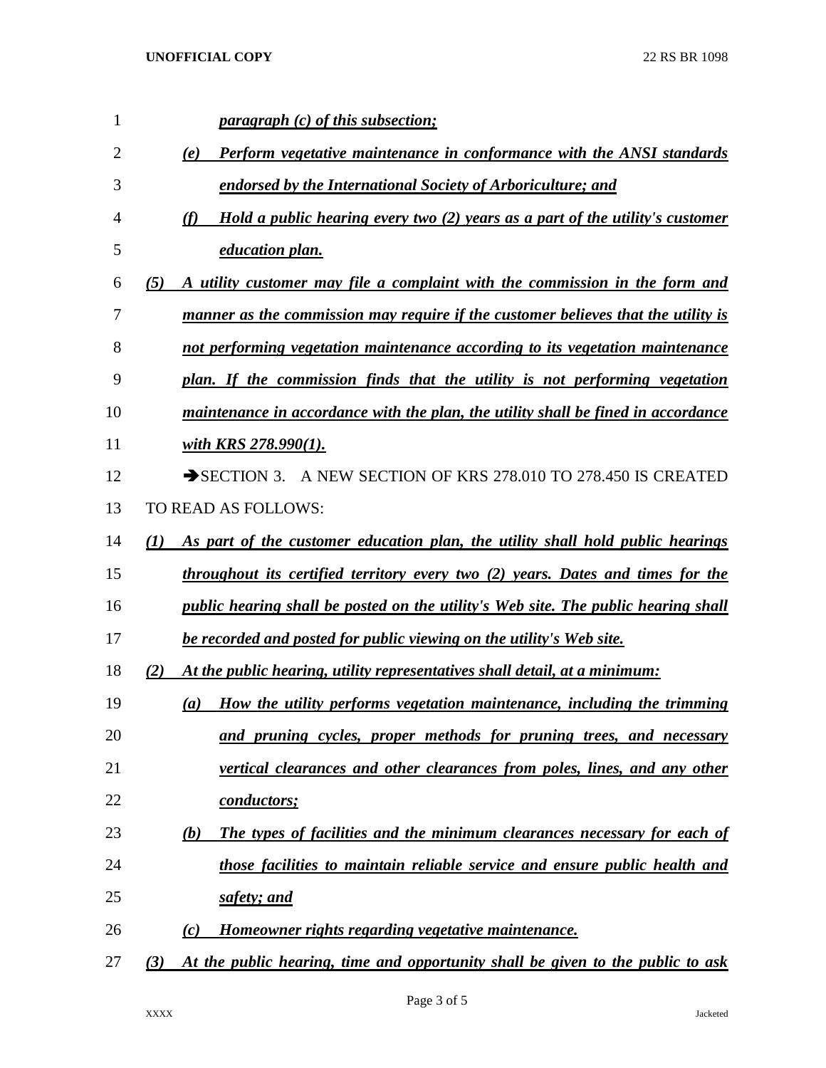*paragraph (c) of this subsection;*

*(e) Perform vegetative maintenance in conformance with the ANSI standards endorsed by the International Society of Arboriculture; and*

*(f) Hold a public hearing every two (2) years as a part of the utility's customer education plan.*

*(5) A utility customer may file a complaint with the commission in the form and manner as the commission may require if the customer believes that the utility is not performing vegetation maintenance according to its vegetation maintenance plan. If the commission finds that the utility is not performing vegetation maintenance in accordance with the plan, the utility shall be fined in accordance with KRS 278.990(1).*

➔SECTION 3. A NEW SECTION OF KRS 278.010 TO 278.450 IS CREATED TO READ AS FOLLOWS:

*(1) As part of the customer education plan, the utility shall hold public hearings throughout its certified territory every two (2) years. Dates and times for the public hearing shall be posted on the utility's Web site. The public hearing shall be recorded and posted for public viewing on the utility's Web site.*

*(2) At the public hearing, utility representatives shall detail, at a minimum:*

*(a) How the utility performs vegetation maintenance, including the trimming and pruning cycles, proper methods for pruning trees, and necessary vertical clearances and other clearances from poles, lines, and any other conductors;*

*(b) The types of facilities and the minimum clearances necessary for each of those facilities to maintain reliable service and ensure public health and safety; and*

*(c) Homeowner rights regarding vegetative maintenance.*

*(3) At the public hearing, time and opportunity shall be given to the public to ask*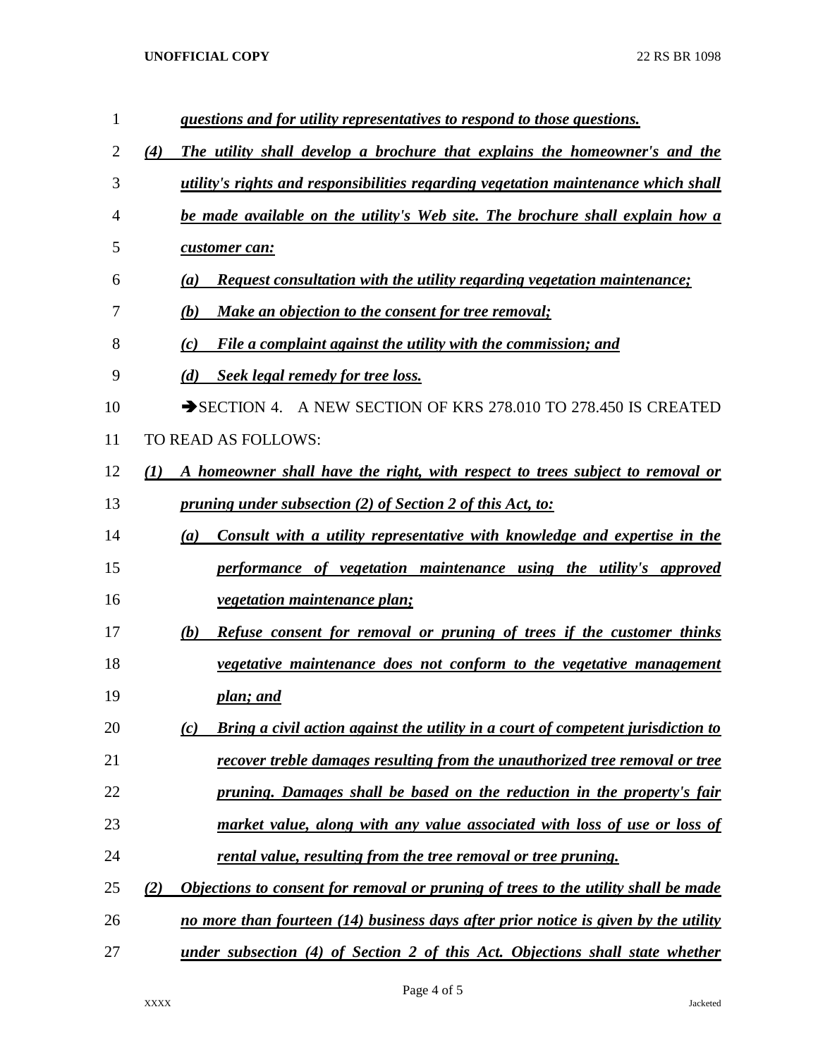***questions and for utility representatives to respond to those questions.***

***(4) The utility shall develop a brochure that explains the homeowner's and the utility's rights and responsibilities regarding vegetation maintenance which shall be made available on the utility's Web site. The brochure shall explain how a customer can:***

***(a) Request consultation with the utility regarding vegetation maintenance;***

***(b) Make an objection to the consent for tree removal;***

***(c) File a complaint against the utility with the commission; and***

***(d) Seek legal remedy for tree loss.***

➔SECTION 4. A NEW SECTION OF KRS 278.010 TO 278.450 IS CREATED TO READ AS FOLLOWS:

***(1) A homeowner shall have the right, with respect to trees subject to removal or pruning under subsection (2) of Section 2 of this Act, to:***

***(a) Consult with a utility representative with knowledge and expertise in the performance of vegetation maintenance using the utility's approved vegetation maintenance plan;***

***(b) Refuse consent for removal or pruning of trees if the customer thinks vegetative maintenance does not conform to the vegetative management plan; and***

***(c) Bring a civil action against the utility in a court of competent jurisdiction to recover treble damages resulting from the unauthorized tree removal or tree pruning. Damages shall be based on the reduction in the property's fair market value, along with any value associated with loss of use or loss of rental value, resulting from the tree removal or tree pruning.***

***(2) Objections to consent for removal or pruning of trees to the utility shall be made no more than fourteen (14) business days after prior notice is given by the utility under subsection (4) of Section 2 of this Act. Objections shall state whether***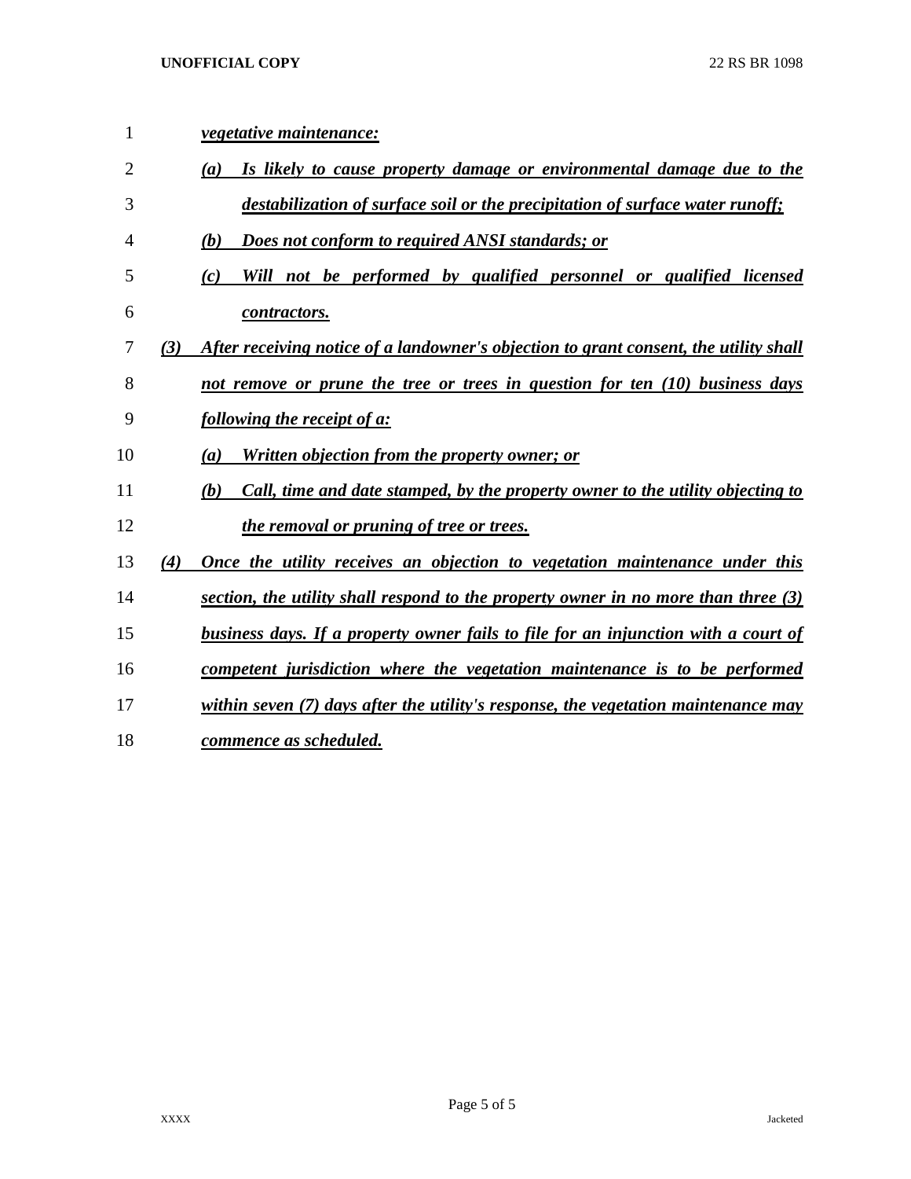*vegetative maintenance:*

*(a) Is likely to cause property damage or environmental damage due to the destabilization of surface soil or the precipitation of surface water runoff;*

*(b) Does not conform to required ANSI standards; or*

*(c) Will not be performed by qualified personnel or qualified licensed contractors.*

*(3) After receiving notice of a landowner's objection to grant consent, the utility shall not remove or prune the tree or trees in question for ten (10) business days following the receipt of a:*

*(a) Written objection from the property owner; or*

*(b) Call, time and date stamped, by the property owner to the utility objecting to the removal or pruning of tree or trees.*

*(4) Once the utility receives an objection to vegetation maintenance under this section, the utility shall respond to the property owner in no more than three (3) business days. If a property owner fails to file for an injunction with a court of competent jurisdiction where the vegetation maintenance is to be performed within seven (7) days after the utility's response, the vegetation maintenance may commence as scheduled.*